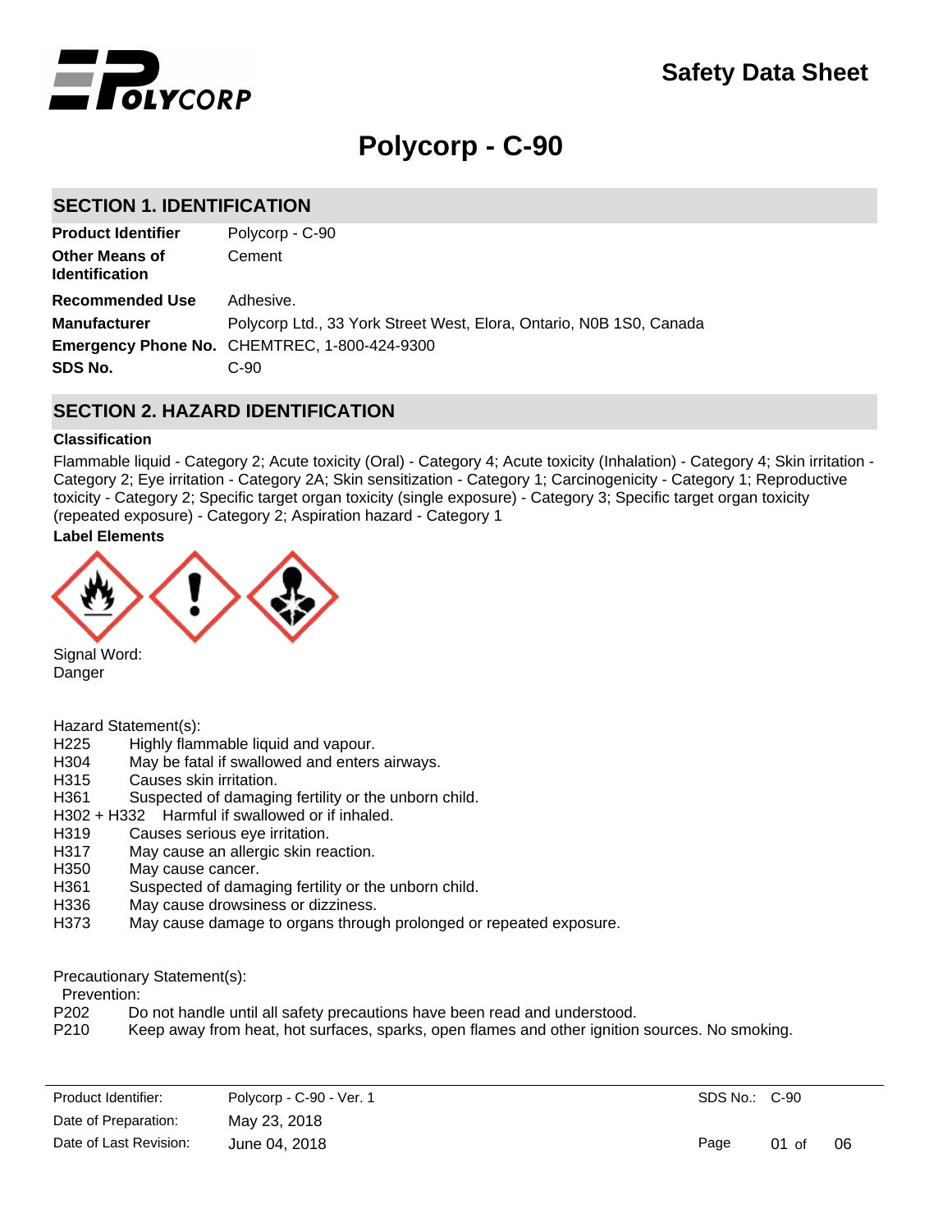# Safety Data Sheet

# Polycorp - C-90

## SECTION 1. IDENTIFICATION

| | |
|---|---|
| **Product Identifier** | Polycorp - C-90 |
| **Other Means of Identification** | Cement |
| **Recommended Use** | Adhesive. |
| **Manufacturer** | Polycorp Ltd., 33 York Street West, Elora, Ontario, N0B 1S0, Canada |
| **Emergency Phone No.** | CHEMTREC, 1-800-424-9300 |
| **SDS No.** | C-90 |

## SECTION 2. HAZARD IDENTIFICATION

### Classification

Flammable liquid - Category 2; Acute toxicity (Oral) - Category 4; Acute toxicity (Inhalation) - Category 4; Skin irritation - Category 2; Eye irritation - Category 2A; Skin sensitization - Category 1; Carcinogenicity - Category 1; Reproductive toxicity - Category 2; Specific target organ toxicity (single exposure) - Category 3; Specific target organ toxicity (repeated exposure) - Category 2; Aspiration hazard - Category 1

### Label Elements

Signal Word:
Danger

Hazard Statement(s):

- H225 Highly flammable liquid and vapour.
- H304 May be fatal if swallowed and enters airways.
- H315 Causes skin irritation.
- H361 Suspected of damaging fertility or the unborn child.
- H302 + H332 Harmful if swallowed or if inhaled.
- H319 Causes serious eye irritation.
- H317 May cause an allergic skin reaction.
- H350 May cause cancer.
- H361 Suspected of damaging fertility or the unborn child.
- H336 May cause drowsiness or dizziness.
- H373 May cause damage to organs through prolonged or repeated exposure.

Precautionary Statement(s):

Prevention:

- P202 Do not handle until all safety precautions have been read and understood.
- P210 Keep away from heat, hot surfaces, sparks, open flames and other ignition sources. No smoking.

| | | |
|---|---|---|
| Product Identifier: | Polycorp - C-90 - Ver. 1 | SDS No.: C-90 |
| Date of Preparation: | May 23, 2018 | |
| Date of Last Revision: | June 04, 2018 | |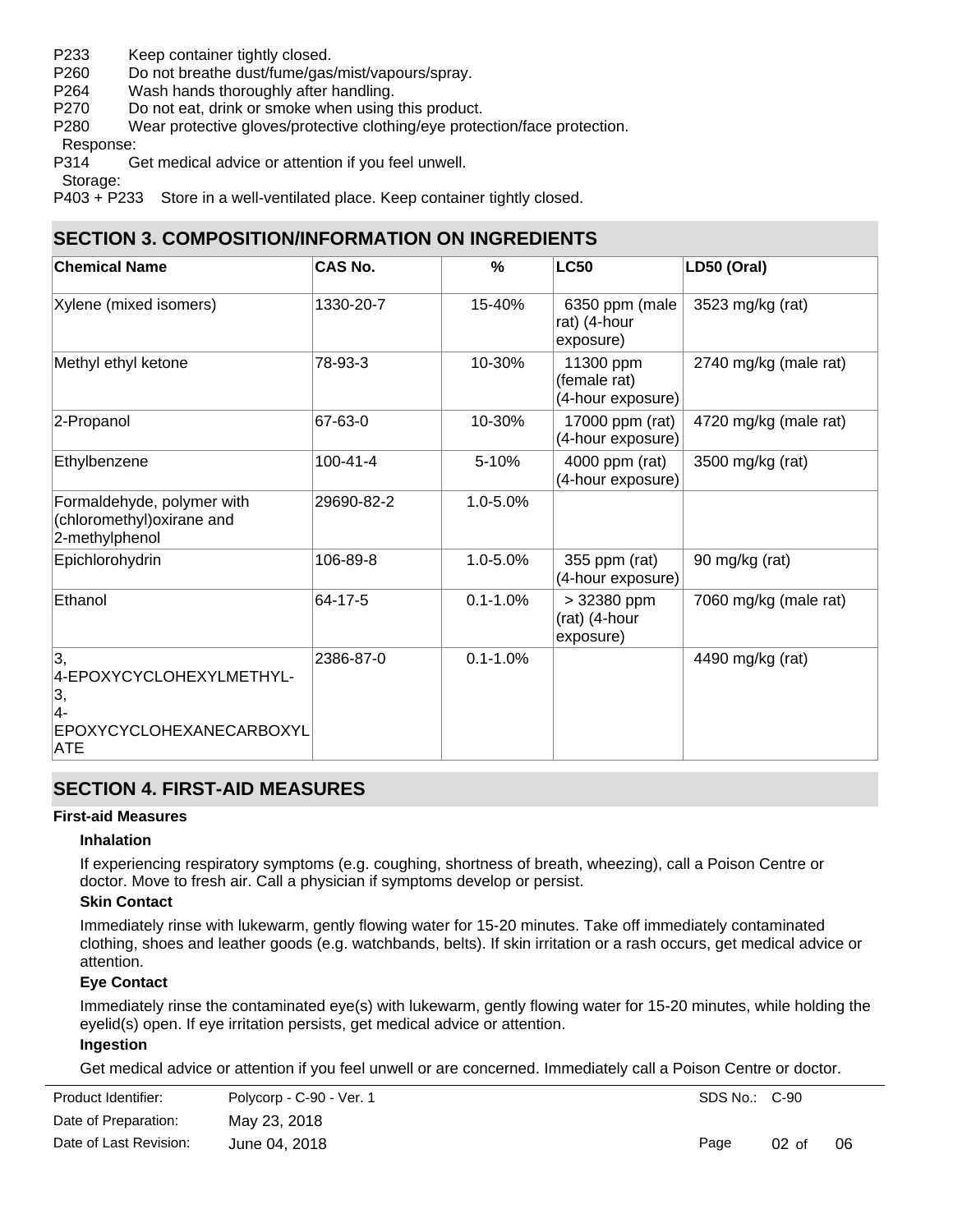P233 Keep container tightly closed.
P260 Do not breathe dust/fume/gas/mist/vapours/spray.
P264 Wash hands thoroughly after handling.
P270 Do not eat, drink or smoke when using this product.
P280 Wear protective gloves/protective clothing/eye protection/face protection.

Response:

P314 Get medical advice or attention if you feel unwell.

Storage:

P403 + P233 Store in a well-ventilated place. Keep container tightly closed.

## SECTION 3. COMPOSITION/INFORMATION ON INGREDIENTS

| Chemical Name | CAS No. | % | LC50 | LD50 (Oral) |
|---|---|---|---|---|
| Xylene (mixed isomers) | 1330-20-7 | 15-40% | 6350 ppm (male rat) (4-hour exposure) | 3523 mg/kg (rat) |
| Methyl ethyl ketone | 78-93-3 | 10-30% | 11300 ppm (female rat) (4-hour exposure) | 2740 mg/kg (male rat) |
| 2-Propanol | 67-63-0 | 10-30% | 17000 ppm (rat) (4-hour exposure) | 4720 mg/kg (male rat) |
| Ethylbenzene | 100-41-4 | 5-10% | 4000 ppm (rat) (4-hour exposure) | 3500 mg/kg (rat) |
| Formaldehyde, polymer with (chloromethyl)oxirane and 2-methylphenol | 29690-82-2 | 1.0-5.0% | | |
| Epichlorohydrin | 106-89-8 | 1.0-5.0% | 355 ppm (rat) (4-hour exposure) | 90 mg/kg (rat) |
| Ethanol | 64-17-5 | 0.1-1.0% | > 32380 ppm (rat) (4-hour exposure) | 7060 mg/kg (male rat) |
| 3, 4-EPOXYCYCLOHEXYLMETHYL-3, 4-EPOXYCYCLOHEXANECARBOXYLATE | 2386-87-0 | 0.1-1.0% | | 4490 mg/kg (rat) |

## SECTION 4. FIRST-AID MEASURES

### First-aid Measures

**Inhalation**

If experiencing respiratory symptoms (e.g. coughing, shortness of breath, wheezing), call a Poison Centre or doctor. Move to fresh air. Call a physician if symptoms develop or persist.

**Skin Contact**

Immediately rinse with lukewarm, gently flowing water for 15-20 minutes. Take off immediately contaminated clothing, shoes and leather goods (e.g. watchbands, belts). If skin irritation or a rash occurs, get medical advice or attention.

**Eye Contact**

Immediately rinse the contaminated eye(s) with lukewarm, gently flowing water for 15-20 minutes, while holding the eyelid(s) open. If eye irritation persists, get medical advice or attention.

**Ingestion**

Get medical advice or attention if you feel unwell or are concerned. Immediately call a Poison Centre or doctor.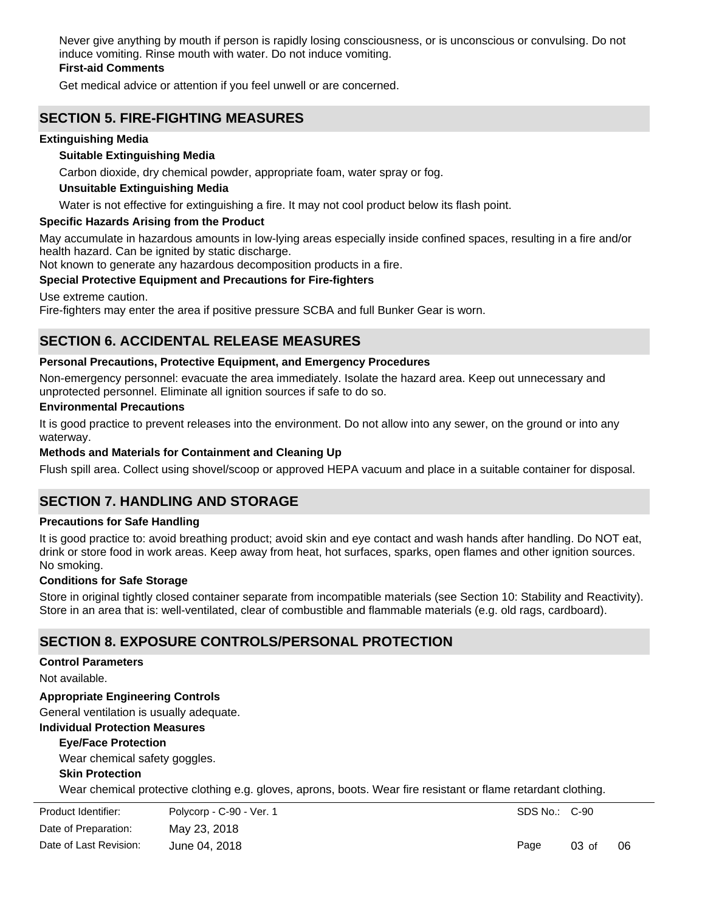Never give anything by mouth if person is rapidly losing consciousness, or is unconscious or convulsing. Do not induce vomiting. Rinse mouth with water. Do not induce vomiting.

**First-aid Comments**

Get medical advice or attention if you feel unwell or are concerned.

## SECTION 5. FIRE-FIGHTING MEASURES

**Extinguishing Media**

**Suitable Extinguishing Media**

Carbon dioxide, dry chemical powder, appropriate foam, water spray or fog.

**Unsuitable Extinguishing Media**

Water is not effective for extinguishing a fire. It may not cool product below its flash point.

**Specific Hazards Arising from the Product**

May accumulate in hazardous amounts in low-lying areas especially inside confined spaces, resulting in a fire and/or health hazard. Can be ignited by static discharge.
Not known to generate any hazardous decomposition products in a fire.

**Special Protective Equipment and Precautions for Fire-fighters**

Use extreme caution.
Fire-fighters may enter the area if positive pressure SCBA and full Bunker Gear is worn.

## SECTION 6. ACCIDENTAL RELEASE MEASURES

**Personal Precautions, Protective Equipment, and Emergency Procedures**

Non-emergency personnel: evacuate the area immediately. Isolate the hazard area. Keep out unnecessary and unprotected personnel. Eliminate all ignition sources if safe to do so.

**Environmental Precautions**

It is good practice to prevent releases into the environment. Do not allow into any sewer, on the ground or into any waterway.

**Methods and Materials for Containment and Cleaning Up**

Flush spill area. Collect using shovel/scoop or approved HEPA vacuum and place in a suitable container for disposal.

## SECTION 7. HANDLING AND STORAGE

**Precautions for Safe Handling**

It is good practice to: avoid breathing product; avoid skin and eye contact and wash hands after handling. Do NOT eat, drink or store food in work areas. Keep away from heat, hot surfaces, sparks, open flames and other ignition sources. No smoking.

**Conditions for Safe Storage**

Store in original tightly closed container separate from incompatible materials (see Section 10: Stability and Reactivity). Store in an area that is: well-ventilated, clear of combustible and flammable materials (e.g. old rags, cardboard).

## SECTION 8. EXPOSURE CONTROLS/PERSONAL PROTECTION

**Control Parameters**

Not available.

**Appropriate Engineering Controls**

General ventilation is usually adequate.

**Individual Protection Measures**

**Eye/Face Protection**

Wear chemical safety goggles.

**Skin Protection**

Wear chemical protective clothing e.g. gloves, aprons, boots. Wear fire resistant or flame retardant clothing.

| Product Identifier: | Polycorp - C-90 - Ver. 1 | SDS No.: C-90 |
|---|---|---|
| Date of Preparation: | May 23, 2018 | |
| Date of Last Revision: | June 04, 2018 | |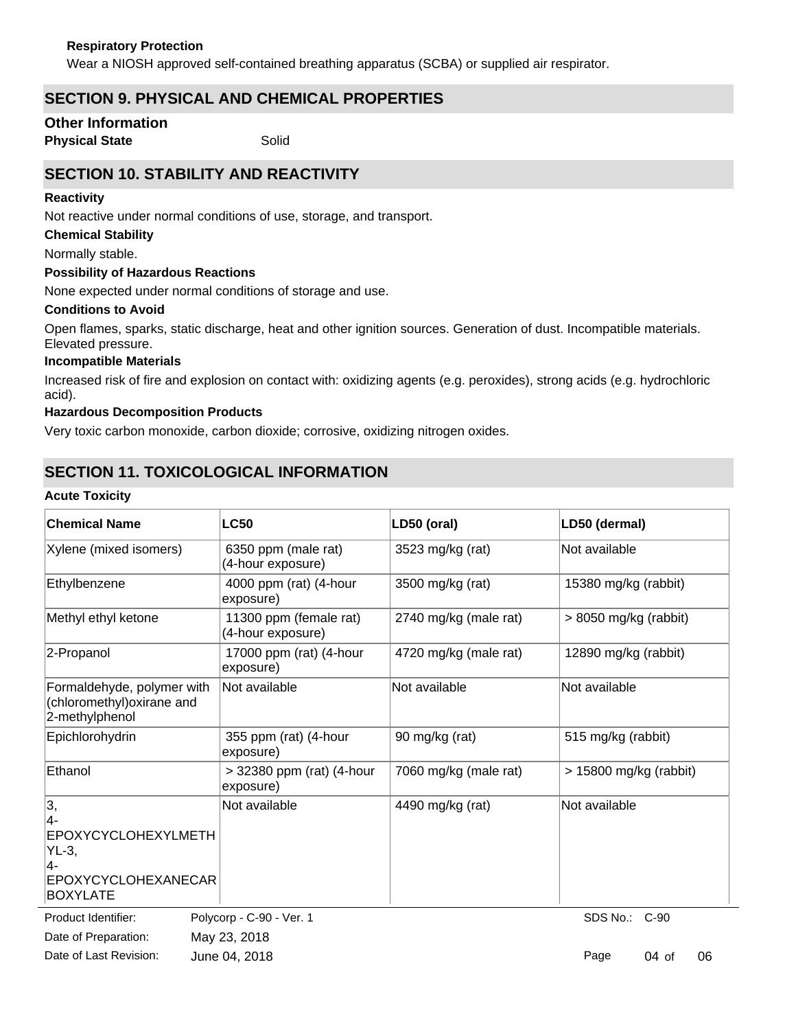**Respiratory Protection**

Wear a NIOSH approved self-contained breathing apparatus (SCBA) or supplied air respirator.

## SECTION 9. PHYSICAL AND CHEMICAL PROPERTIES

### Other Information

**Physical State** Solid

## SECTION 10. STABILITY AND REACTIVITY

**Reactivity**

Not reactive under normal conditions of use, storage, and transport.

**Chemical Stability**

Normally stable.

**Possibility of Hazardous Reactions**

None expected under normal conditions of storage and use.

**Conditions to Avoid**

Open flames, sparks, static discharge, heat and other ignition sources. Generation of dust. Incompatible materials. Elevated pressure.

**Incompatible Materials**

Increased risk of fire and explosion on contact with: oxidizing agents (e.g. peroxides), strong acids (e.g. hydrochloric acid).

**Hazardous Decomposition Products**

Very toxic carbon monoxide, carbon dioxide; corrosive, oxidizing nitrogen oxides.

## SECTION 11. TOXICOLOGICAL INFORMATION

**Acute Toxicity**

| Chemical Name | LC50 | LD50 (oral) | LD50 (dermal) |
|---|---|---|---|
| Xylene (mixed isomers) | 6350 ppm (male rat) (4-hour exposure) | 3523 mg/kg (rat) | Not available |
| Ethylbenzene | 4000 ppm (rat) (4-hour exposure) | 3500 mg/kg (rat) | 15380 mg/kg (rabbit) |
| Methyl ethyl ketone | 11300 ppm (female rat) (4-hour exposure) | 2740 mg/kg (male rat) | > 8050 mg/kg (rabbit) |
| 2-Propanol | 17000 ppm (rat) (4-hour exposure) | 4720 mg/kg (male rat) | 12890 mg/kg (rabbit) |
| Formaldehyde, polymer with (chloromethyl)oxirane and 2-methylphenol | Not available | Not available | Not available |
| Epichlorohydrin | 355 ppm (rat) (4-hour exposure) | 90 mg/kg (rat) | 515 mg/kg (rabbit) |
| Ethanol | > 32380 ppm (rat) (4-hour exposure) | 7060 mg/kg (male rat) | > 15800 mg/kg (rabbit) |
| 3, 4-EPOXYCYCLOHEXYLMETHYL-3, 4-EPOXYCYCLOHEXANECARBOXYLATE | Not available | 4490 mg/kg (rat) | Not available |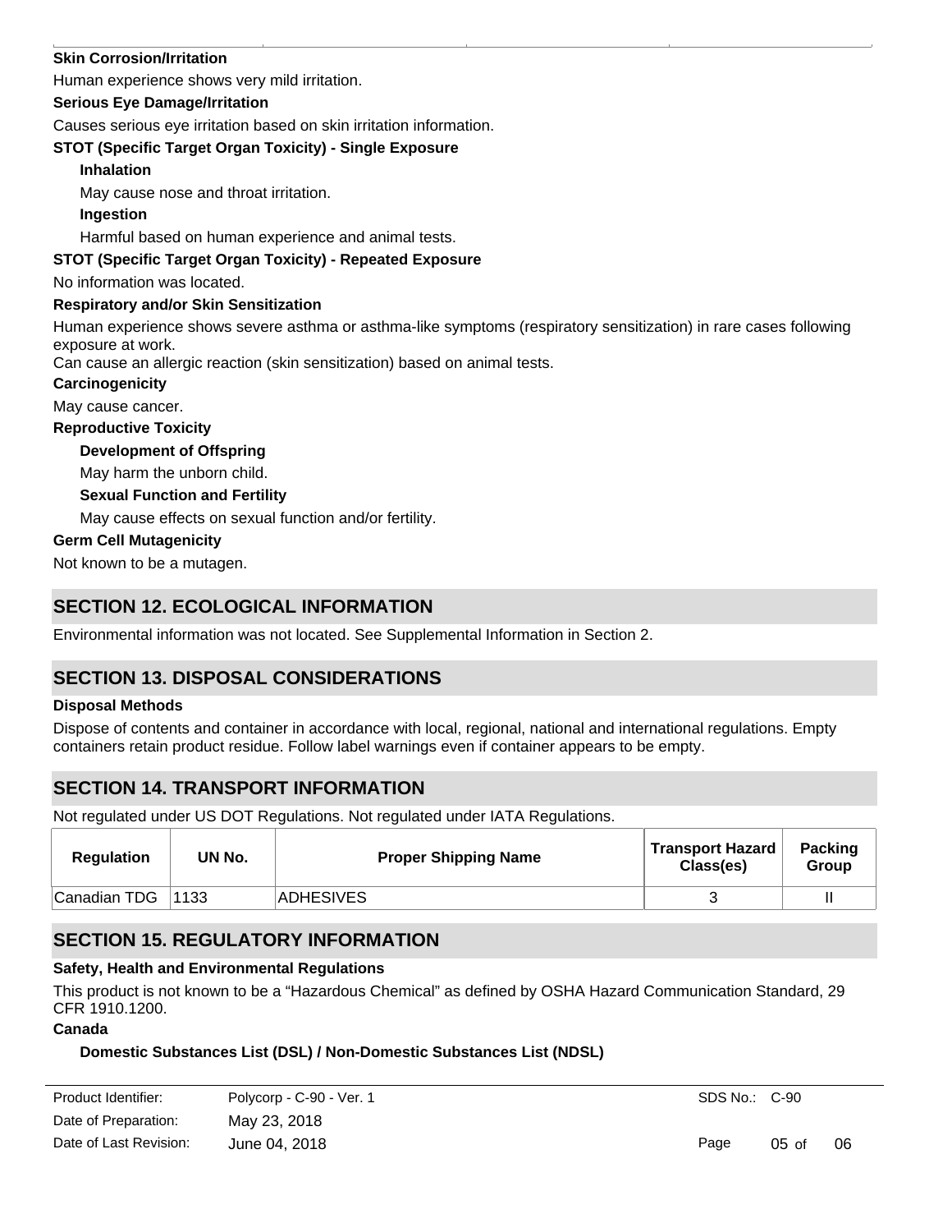**Skin Corrosion/Irritation**

Human experience shows very mild irritation.

**Serious Eye Damage/Irritation**

Causes serious eye irritation based on skin irritation information.

**STOT (Specific Target Organ Toxicity) - Single Exposure**

**Inhalation**

May cause nose and throat irritation.

**Ingestion**

Harmful based on human experience and animal tests.

**STOT (Specific Target Organ Toxicity) - Repeated Exposure**

No information was located.

**Respiratory and/or Skin Sensitization**

Human experience shows severe asthma or asthma-like symptoms (respiratory sensitization) in rare cases following exposure at work.
Can cause an allergic reaction (skin sensitization) based on animal tests.

**Carcinogenicity**

May cause cancer.

**Reproductive Toxicity**

**Development of Offspring**

May harm the unborn child.

**Sexual Function and Fertility**

May cause effects on sexual function and/or fertility.

**Germ Cell Mutagenicity**

Not known to be a mutagen.

## SECTION 12. ECOLOGICAL INFORMATION

Environmental information was not located. See Supplemental Information in Section 2.

## SECTION 13. DISPOSAL CONSIDERATIONS

**Disposal Methods**

Dispose of contents and container in accordance with local, regional, national and international regulations. Empty containers retain product residue. Follow label warnings even if container appears to be empty.

## SECTION 14. TRANSPORT INFORMATION

Not regulated under US DOT Regulations. Not regulated under IATA Regulations.

| Regulation | UN No. | Proper Shipping Name | Transport Hazard Class(es) | Packing Group |
|---|---|---|---|---|
| Canadian TDG | 1133 | ADHESIVES | 3 | II |

## SECTION 15. REGULATORY INFORMATION

**Safety, Health and Environmental Regulations**

This product is not known to be a “Hazardous Chemical” as defined by OSHA Hazard Communication Standard, 29 CFR 1910.1200.

**Canada**

**Domestic Substances List (DSL) / Non-Domestic Substances List (NDSL)**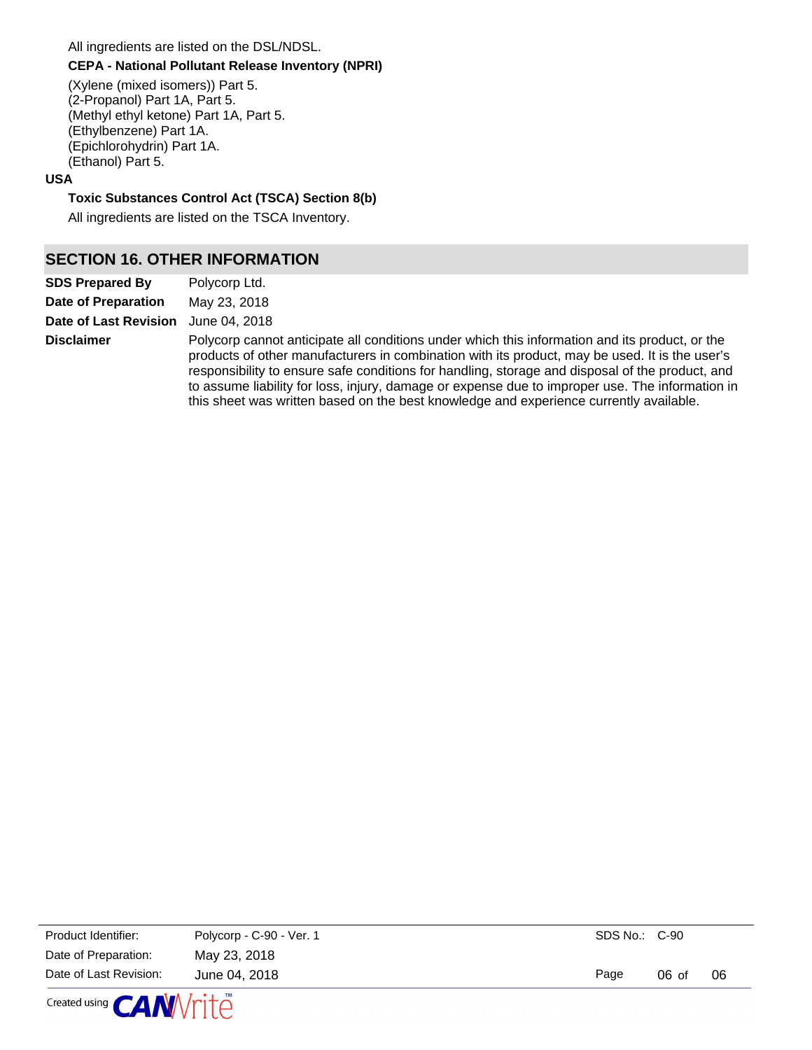All ingredients are listed on the DSL/NDSL.

**CEPA - National Pollutant Release Inventory (NPRI)**

(Xylene (mixed isomers)) Part 5.
(2-Propanol) Part 1A, Part 5.
(Methyl ethyl ketone) Part 1A, Part 5.
(Ethylbenzene) Part 1A.
(Epichlorohydrin) Part 1A.
(Ethanol) Part 5.

**USA**

**Toxic Substances Control Act (TSCA) Section 8(b)**

All ingredients are listed on the TSCA Inventory.

## SECTION 16. OTHER INFORMATION

| | |
|---|---|
| **SDS Prepared By** | Polycorp Ltd. |
| **Date of Preparation** | May 23, 2018 |
| **Date of Last Revision** | June 04, 2018 |
| **Disclaimer** | Polycorp cannot anticipate all conditions under which this information and its product, or the products of other manufacturers in combination with its product, may be used. It is the user's responsibility to ensure safe conditions for handling, storage and disposal of the product, and to assume liability for loss, injury, damage or expense due to improper use. The information in this sheet was written based on the best knowledge and experience currently available. |